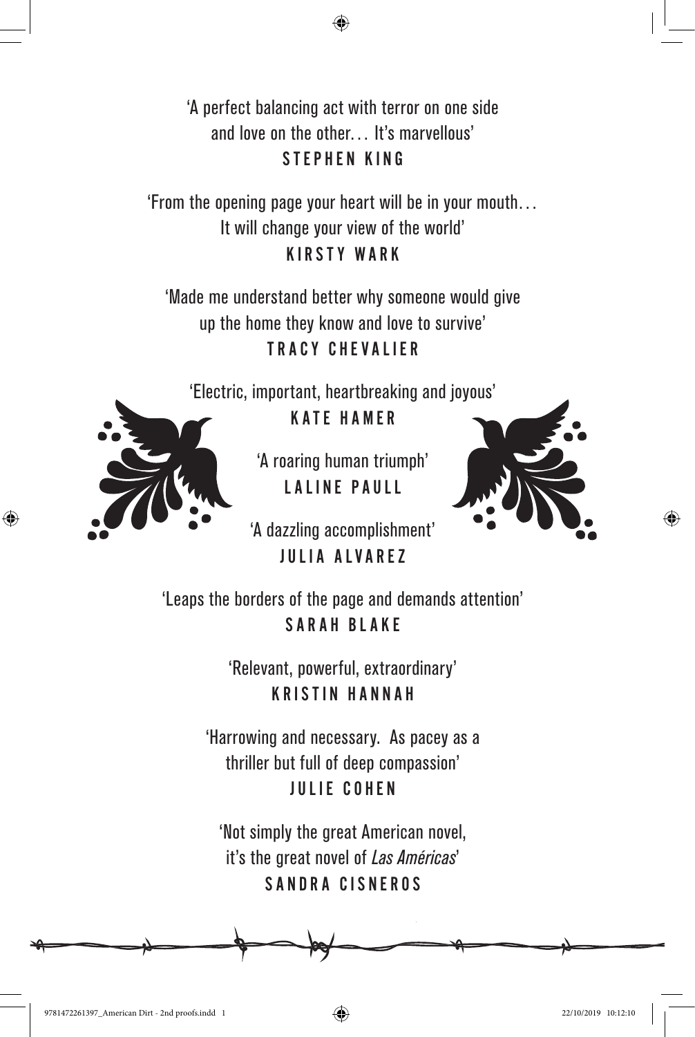'A perfect balancing act with terror on one side and love on the other… It's marvellous'
**STEPHEN KING**

'From the opening page your heart will be in your mouth… It will change your view of the world'
**KIRSTY WARK**

'Made me understand better why someone would give up the home they know and love to survive'
**TRACY CHEVALIER**

'Electric, important, heartbreaking and joyous'
**KATE HAMER**

'A roaring human triumph'
**LALINE PAULL**

'A dazzling accomplishment'
**JULIA ALVAREZ**

'Leaps the borders of the page and demands attention'
**SARAH BLAKE**

'Relevant, powerful, extraordinary'
**KRISTIN HANNAH**

'Harrowing and necessary. As pacey as a thriller but full of deep compassion'
**JULIE COHEN**

'Not simply the great American novel, it's the great novel of *Las Américas*'
**SANDRA CISNEROS**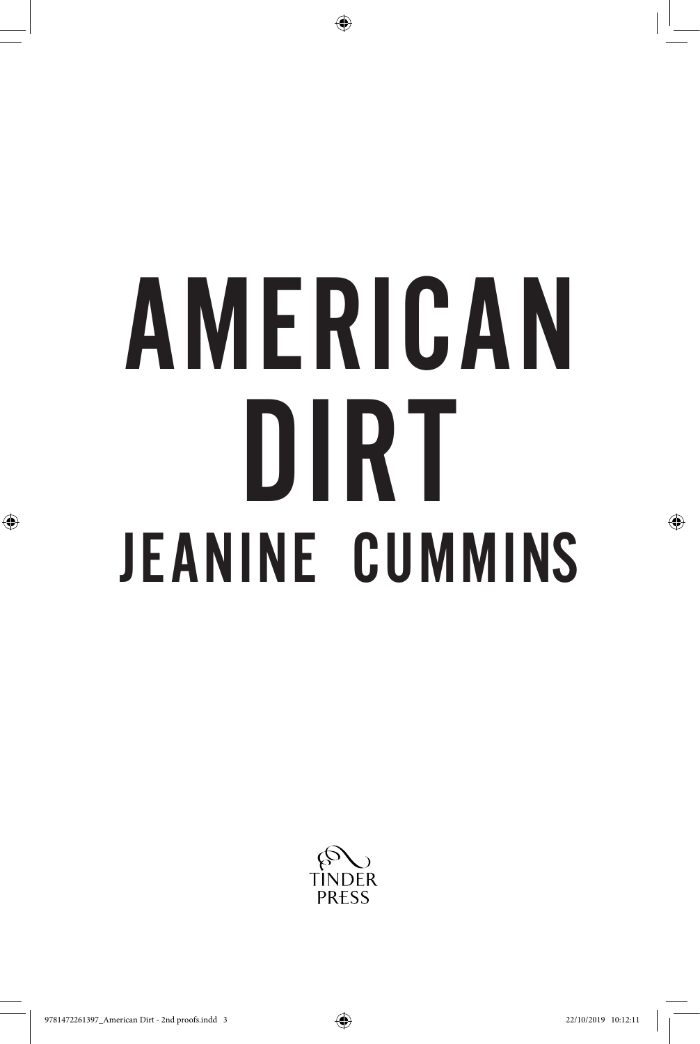# AMERICAN DIRT

## JEANINE CUMMINS

TINDER PRESS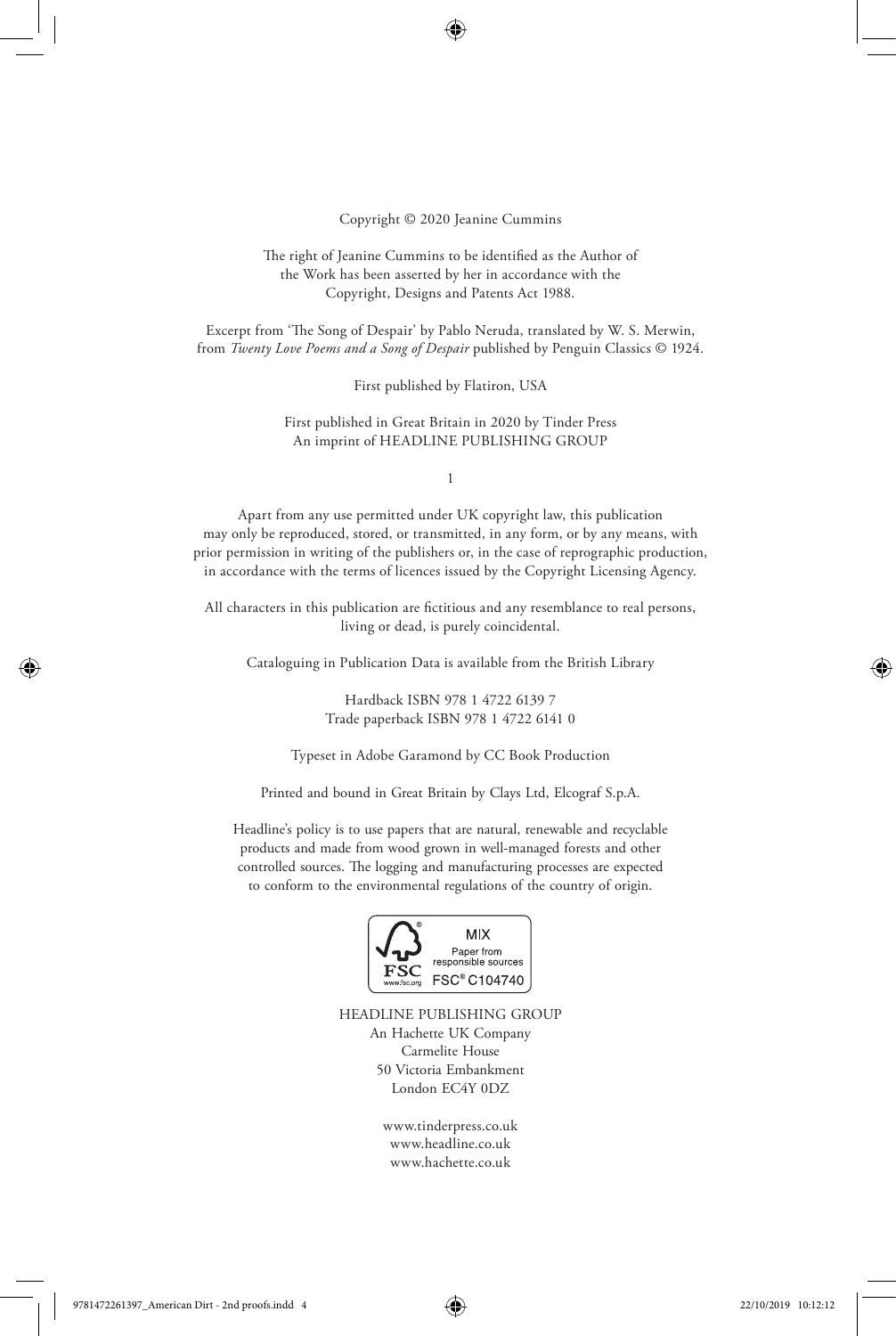Copyright © 2020 Jeanine Cummins

The right of Jeanine Cummins to be identified as the Author of the Work has been asserted by her in accordance with the Copyright, Designs and Patents Act 1988.

Excerpt from 'The Song of Despair' by Pablo Neruda, translated by W. S. Merwin, from *Twenty Love Poems and a Song of Despair* published by Penguin Classics © 1924.

First published by Flatiron, USA

First published in Great Britain in 2020 by Tinder Press
An imprint of HEADLINE PUBLISHING GROUP

1

Apart from any use permitted under UK copyright law, this publication may only be reproduced, stored, or transmitted, in any form, or by any means, with prior permission in writing of the publishers or, in the case of reprographic production, in accordance with the terms of licences issued by the Copyright Licensing Agency.

All characters in this publication are fictitious and any resemblance to real persons, living or dead, is purely coincidental.

Cataloguing in Publication Data is available from the British Library

Hardback ISBN 978 1 4722 6139 7
Trade paperback ISBN 978 1 4722 6141 0

Typeset in Adobe Garamond by CC Book Production

Printed and bound in Great Britain by Clays Ltd, Elcograf S.p.A.

Headline's policy is to use papers that are natural, renewable and recyclable products and made from wood grown in well-managed forests and other controlled sources. The logging and manufacturing processes are expected to conform to the environmental regulations of the country of origin.

FSC
www.fsc.org
MIX
Paper from responsible sources
FSC® C104740

HEADLINE PUBLISHING GROUP
An Hachette UK Company
Carmelite House
50 Victoria Embankment
London EC4Y 0DZ

www.tinderpress.co.uk
www.headline.co.uk
www.hachette.co.uk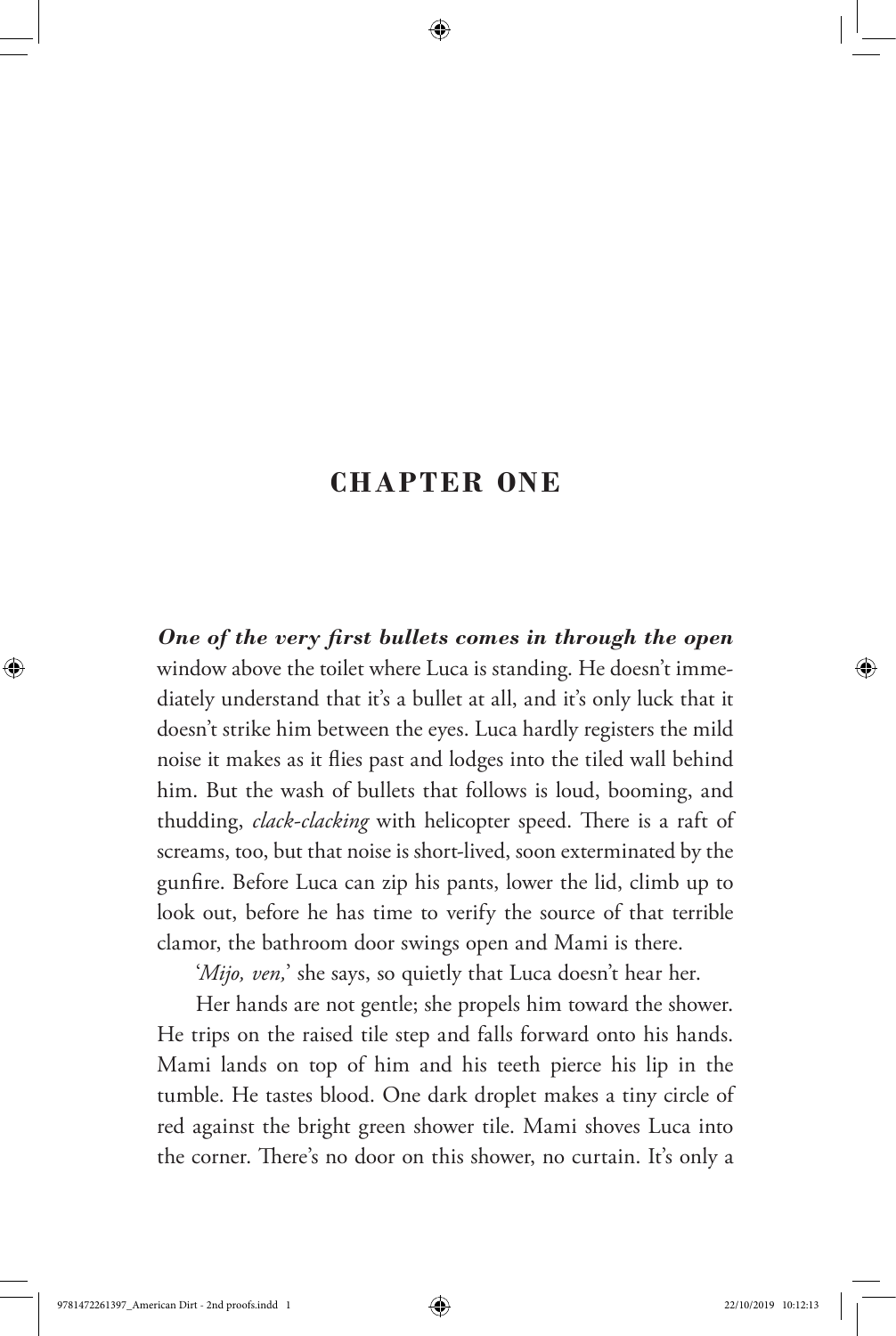# CHAPTER ONE

***One of the very first bullets comes in through the open*** window above the toilet where Luca is standing. He doesn't immediately understand that it's a bullet at all, and it's only luck that it doesn't strike him between the eyes. Luca hardly registers the mild noise it makes as it flies past and lodges into the tiled wall behind him. But the wash of bullets that follows is loud, booming, and thudding, *clack-clacking* with helicopter speed. There is a raft of screams, too, but that noise is short-lived, soon exterminated by the gunfire. Before Luca can zip his pants, lower the lid, climb up to look out, before he has time to verify the source of that terrible clamor, the bathroom door swings open and Mami is there.

'*Mijo, ven,*' she says, so quietly that Luca doesn't hear her.

Her hands are not gentle; she propels him toward the shower. He trips on the raised tile step and falls forward onto his hands. Mami lands on top of him and his teeth pierce his lip in the tumble. He tastes blood. One dark droplet makes a tiny circle of red against the bright green shower tile. Mami shoves Luca into the corner. There's no door on this shower, no curtain. It's only a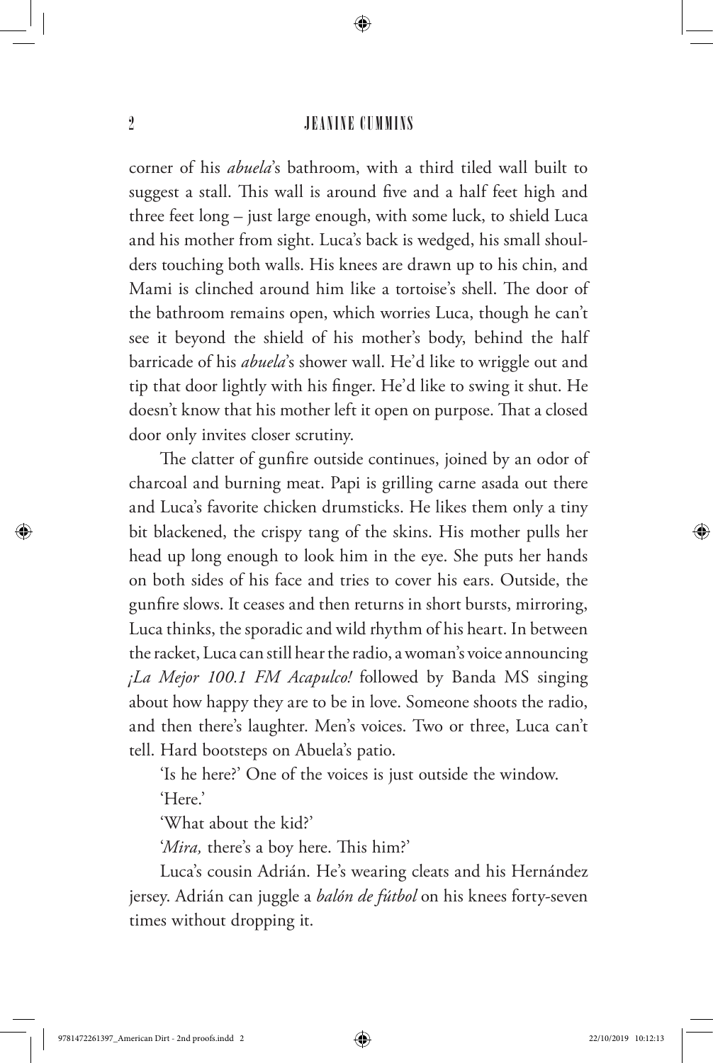corner of his *abuela*'s bathroom, with a third tiled wall built to suggest a stall. This wall is around five and a half feet high and three feet long – just large enough, with some luck, to shield Luca and his mother from sight. Luca's back is wedged, his small shoulders touching both walls. His knees are drawn up to his chin, and Mami is clinched around him like a tortoise's shell. The door of the bathroom remains open, which worries Luca, though he can't see it beyond the shield of his mother's body, behind the half barricade of his *abuela*'s shower wall. He'd like to wriggle out and tip that door lightly with his finger. He'd like to swing it shut. He doesn't know that his mother left it open on purpose. That a closed door only invites closer scrutiny.

The clatter of gunfire outside continues, joined by an odor of charcoal and burning meat. Papi is grilling carne asada out there and Luca's favorite chicken drumsticks. He likes them only a tiny bit blackened, the crispy tang of the skins. His mother pulls her head up long enough to look him in the eye. She puts her hands on both sides of his face and tries to cover his ears. Outside, the gunfire slows. It ceases and then returns in short bursts, mirroring, Luca thinks, the sporadic and wild rhythm of his heart. In between the racket, Luca can still hear the radio, a woman's voice announcing *¡La Mejor 100.1 FM Acapulco!* followed by Banda MS singing about how happy they are to be in love. Someone shoots the radio, and then there's laughter. Men's voices. Two or three, Luca can't tell. Hard bootsteps on Abuela's patio.

'Is he here?' One of the voices is just outside the window.

'Here.'

'What about the kid?'

'*Mira,* there's a boy here. This him?'

Luca's cousin Adrián. He's wearing cleats and his Hernández jersey. Adrián can juggle a *balón de fútbol* on his knees forty-seven times without dropping it.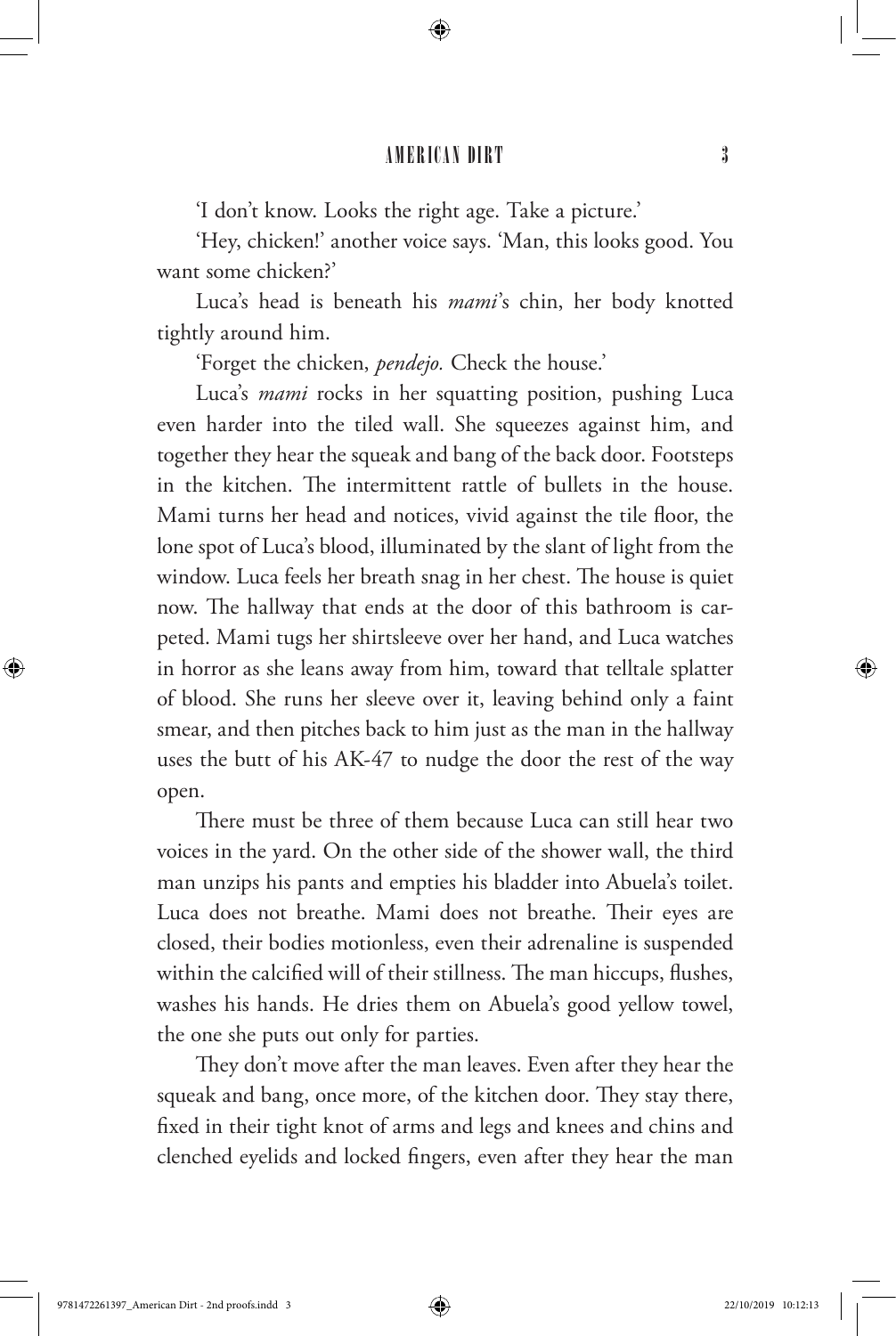'I don't know. Looks the right age. Take a picture.'

'Hey, chicken!' another voice says. 'Man, this looks good. You want some chicken?'

Luca's head is beneath his *mami*'s chin, her body knotted tightly around him.

'Forget the chicken, *pendejo.* Check the house.'

Luca's *mami* rocks in her squatting position, pushing Luca even harder into the tiled wall. She squeezes against him, and together they hear the squeak and bang of the back door. Footsteps in the kitchen. The intermittent rattle of bullets in the house. Mami turns her head and notices, vivid against the tile floor, the lone spot of Luca's blood, illuminated by the slant of light from the window. Luca feels her breath snag in her chest. The house is quiet now. The hallway that ends at the door of this bathroom is carpeted. Mami tugs her shirtsleeve over her hand, and Luca watches in horror as she leans away from him, toward that telltale splatter of blood. She runs her sleeve over it, leaving behind only a faint smear, and then pitches back to him just as the man in the hallway uses the butt of his AK-47 to nudge the door the rest of the way open.

There must be three of them because Luca can still hear two voices in the yard. On the other side of the shower wall, the third man unzips his pants and empties his bladder into Abuela's toilet. Luca does not breathe. Mami does not breathe. Their eyes are closed, their bodies motionless, even their adrenaline is suspended within the calcified will of their stillness. The man hiccups, flushes, washes his hands. He dries them on Abuela's good yellow towel, the one she puts out only for parties.

They don't move after the man leaves. Even after they hear the squeak and bang, once more, of the kitchen door. They stay there, fixed in their tight knot of arms and legs and knees and chins and clenched eyelids and locked fingers, even after they hear the man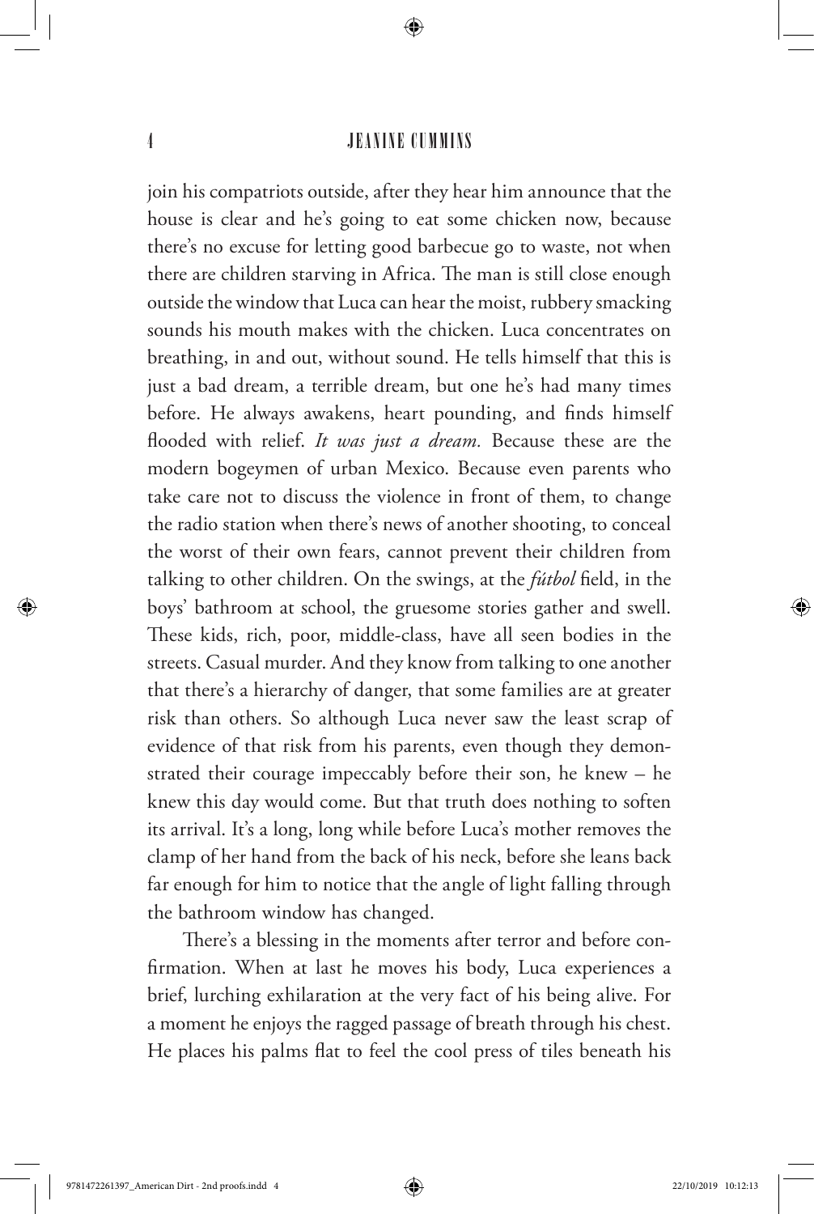join his compatriots outside, after they hear him announce that the house is clear and he's going to eat some chicken now, because there's no excuse for letting good barbecue go to waste, not when there are children starving in Africa. The man is still close enough outside the window that Luca can hear the moist, rubbery smacking sounds his mouth makes with the chicken. Luca concentrates on breathing, in and out, without sound. He tells himself that this is just a bad dream, a terrible dream, but one he's had many times before. He always awakens, heart pounding, and finds himself flooded with relief. *It was just a dream.* Because these are the modern bogeymen of urban Mexico. Because even parents who take care not to discuss the violence in front of them, to change the radio station when there's news of another shooting, to conceal the worst of their own fears, cannot prevent their children from talking to other children. On the swings, at the *fútbol* field, in the boys' bathroom at school, the gruesome stories gather and swell. These kids, rich, poor, middle-class, have all seen bodies in the streets. Casual murder. And they know from talking to one another that there's a hierarchy of danger, that some families are at greater risk than others. So although Luca never saw the least scrap of evidence of that risk from his parents, even though they demonstrated their courage impeccably before their son, he knew – he knew this day would come. But that truth does nothing to soften its arrival. It's a long, long while before Luca's mother removes the clamp of her hand from the back of his neck, before she leans back far enough for him to notice that the angle of light falling through the bathroom window has changed.

There's a blessing in the moments after terror and before confirmation. When at last he moves his body, Luca experiences a brief, lurching exhilaration at the very fact of his being alive. For a moment he enjoys the ragged passage of breath through his chest. He places his palms flat to feel the cool press of tiles beneath his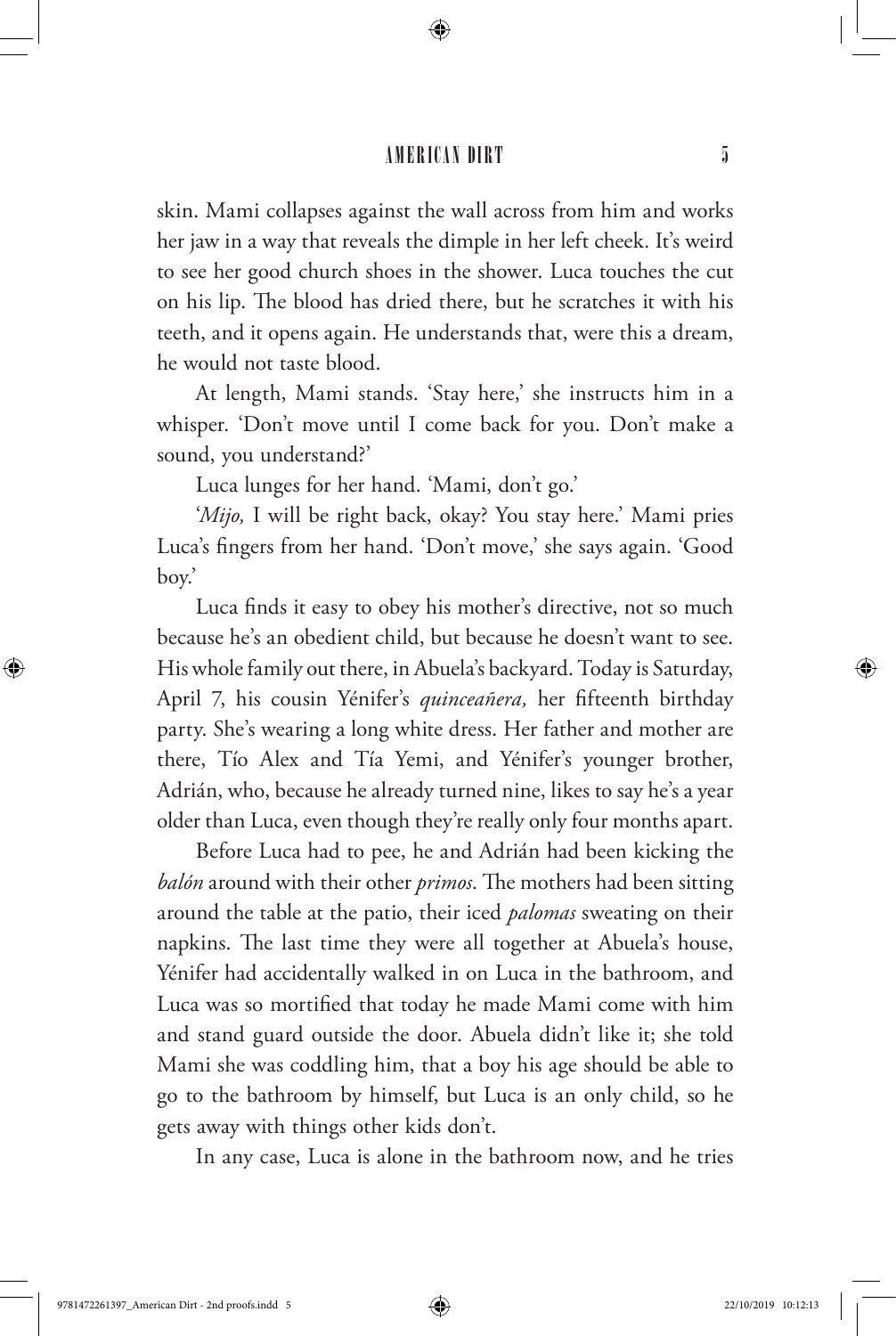skin. Mami collapses against the wall across from him and works her jaw in a way that reveals the dimple in her left cheek. It's weird to see her good church shoes in the shower. Luca touches the cut on his lip. The blood has dried there, but he scratches it with his teeth, and it opens again. He understands that, were this a dream, he would not taste blood.

At length, Mami stands. 'Stay here,' she instructs him in a whisper. 'Don't move until I come back for you. Don't make a sound, you understand?'

Luca lunges for her hand. 'Mami, don't go.'

'*Mijo,* I will be right back, okay? You stay here.' Mami pries Luca's fingers from her hand. 'Don't move,' she says again. 'Good boy.'

Luca finds it easy to obey his mother's directive, not so much because he's an obedient child, but because he doesn't want to see. His whole family out there, in Abuela's backyard. Today is Saturday, April 7, his cousin Yénifer's *quinceañera,* her fifteenth birthday party. She's wearing a long white dress. Her father and mother are there, Tío Alex and Tía Yemi, and Yénifer's younger brother, Adrián, who, because he already turned nine, likes to say he's a year older than Luca, even though they're really only four months apart.

Before Luca had to pee, he and Adrián had been kicking the *balón* around with their other *primos*. The mothers had been sitting around the table at the patio, their iced *palomas* sweating on their napkins. The last time they were all together at Abuela's house, Yénifer had accidentally walked in on Luca in the bathroom, and Luca was so mortified that today he made Mami come with him and stand guard outside the door. Abuela didn't like it; she told Mami she was coddling him, that a boy his age should be able to go to the bathroom by himself, but Luca is an only child, so he gets away with things other kids don't.

In any case, Luca is alone in the bathroom now, and he tries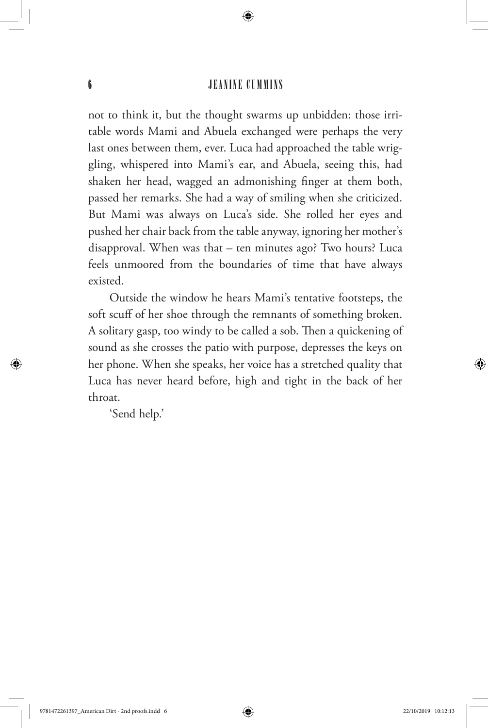not to think it, but the thought swarms up unbidden: those irritable words Mami and Abuela exchanged were perhaps the very last ones between them, ever. Luca had approached the table wriggling, whispered into Mami's ear, and Abuela, seeing this, had shaken her head, wagged an admonishing finger at them both, passed her remarks. She had a way of smiling when she criticized. But Mami was always on Luca's side. She rolled her eyes and pushed her chair back from the table anyway, ignoring her mother's disapproval. When was that – ten minutes ago? Two hours? Luca feels unmoored from the boundaries of time that have always existed.

Outside the window he hears Mami's tentative footsteps, the soft scuff of her shoe through the remnants of something broken. A solitary gasp, too windy to be called a sob. Then a quickening of sound as she crosses the patio with purpose, depresses the keys on her phone. When she speaks, her voice has a stretched quality that Luca has never heard before, high and tight in the back of her throat.

'Send help.'